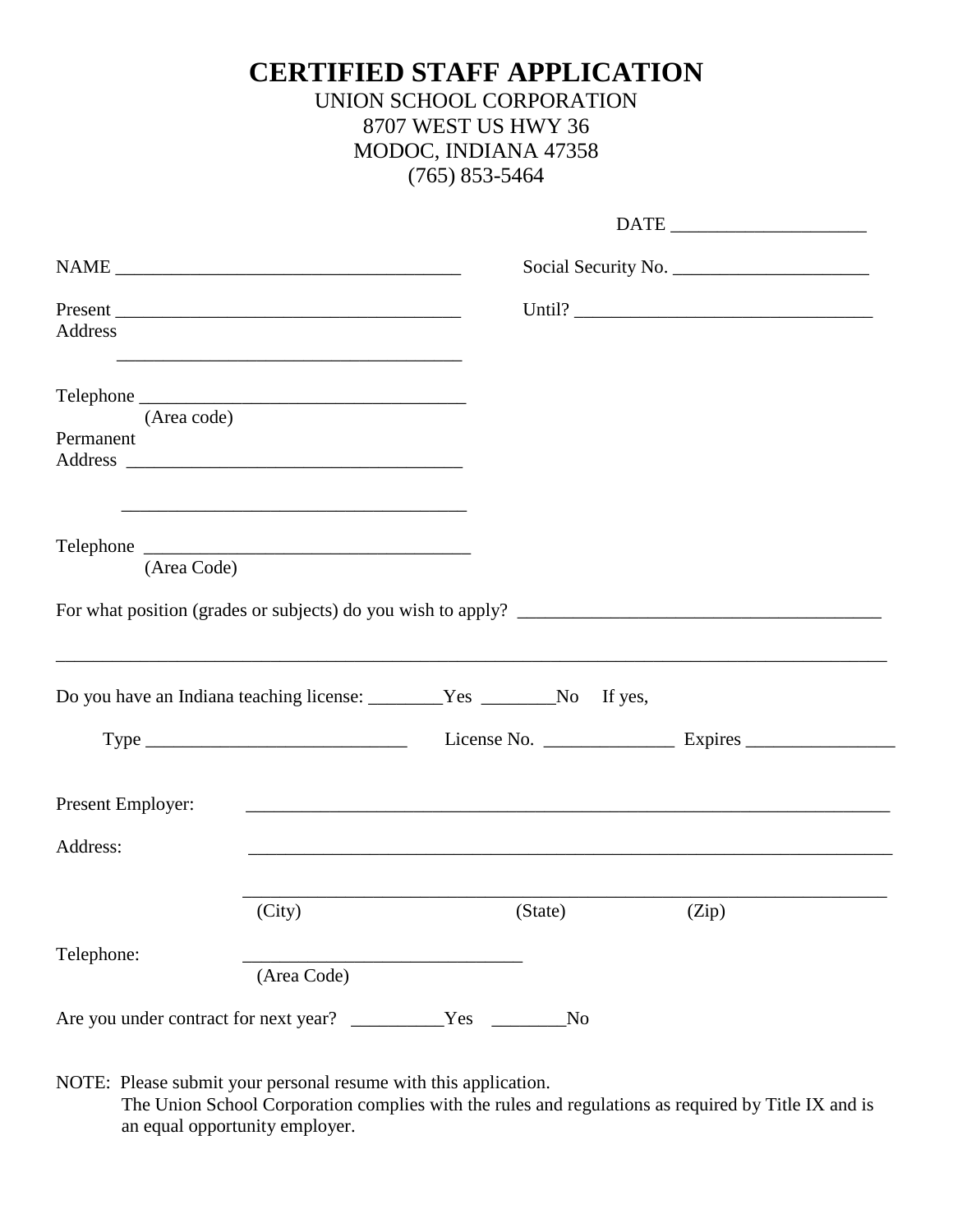# CERTIFIED STAFF APPLICATION

UNION SCHOOL CORPORATION
8707 WEST US HWY 36
MODOC, INDIANA 47358
(765) 853-5464

DATE ____________________

NAME ____________________________________ Social Security No. _____________________

Present Address ____________________________________ Until? _________________________________

____________________________________

Telephone ____________________________________
(Area code)

Permanent Address ____________________________________

____________________________________

Telephone ____________________________________
(Area Code)

For what position (grades or subjects) do you wish to apply? ________________________________________

_____________________________________________________________________________________________

Do you have an Indiana teaching license: ________Yes ________No If yes,

Type ____________________________ License No. ______________ Expires ________________

Present Employer: ________________________________________________________________________

Address: ________________________________________________________________________

________________________________________________________________________
(City) (State) (Zip)

Telephone: ______________________________
(Area Code)

Are you under contract for next year? __________Yes ________No

NOTE: Please submit your personal resume with this application.
The Union School Corporation complies with the rules and regulations as required by Title IX and is an equal opportunity employer.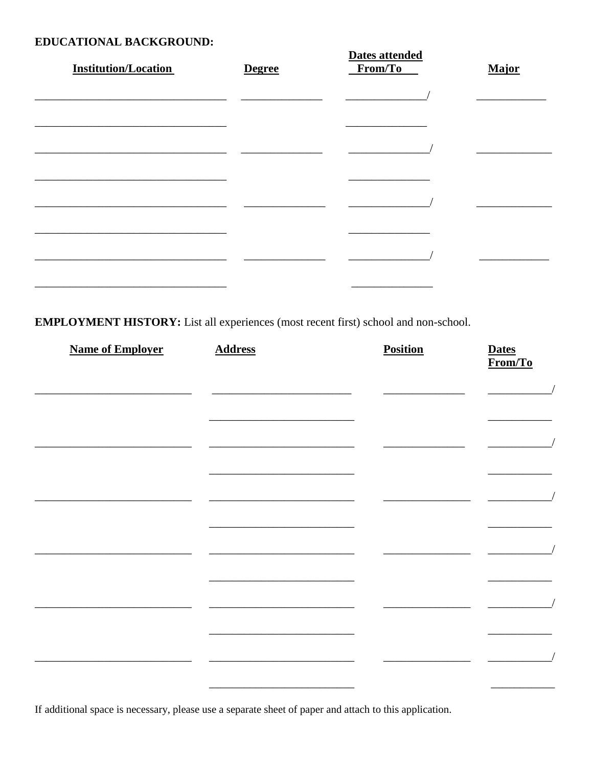**EDUCATIONAL BACKGROUND:**

| Institution/Location | Degree | Dates attended From/To | Major |
|---|---|---|---|
| | | / | |
| | | | |
| | | / | |
| | | | |
| | | / | |
| | | | |
| | | / | |
| | | | |

**EMPLOYMENT HISTORY:** List all experiences (most recent first) school and non-school.

| Name of Employer | Address | Position | Dates From/To |
|---|---|---|---|
| | | | / |
| | | | |
| | | | / |
| | | | |
| | | | / |
| | | | |
| | | | / |
| | | | |
| | | | / |
| | | | |
| | | | / |
| | | | |

If additional space is necessary, please use a separate sheet of paper and attach to this application.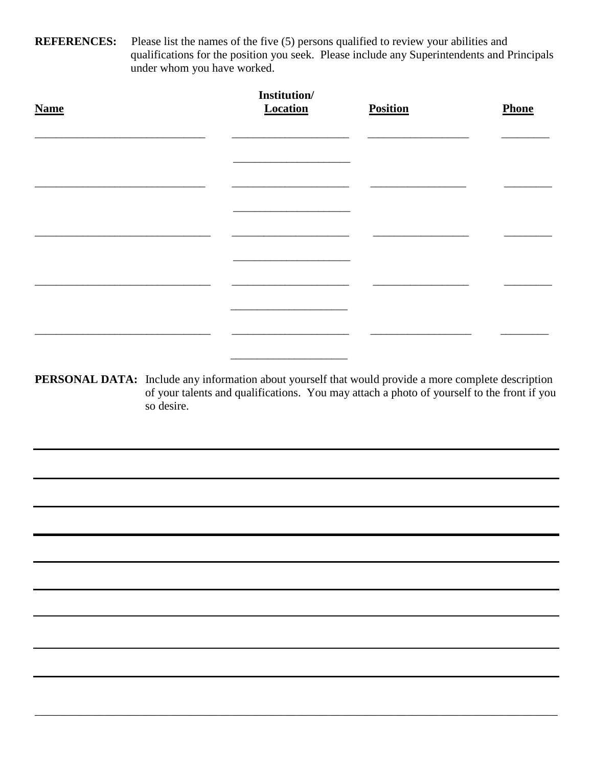**REFERENCES:** Please list the names of the five (5) persons qualified to review your abilities and qualifications for the position you seek. Please include any Superintendents and Principals under whom you have worked.

| Name | Institution/ Location | Position | Phone |
|---|---|---|---|
| ______________________________ | ____________________ | __________________ | ________ |
| | ____________________ | | |
| ______________________________ | ____________________ | __________________ | ________ |
| | ____________________ | | |
| ______________________________ | ____________________ | __________________ | ________ |
| | ____________________ | | |
| ______________________________ | ____________________ | __________________ | ________ |
| | ____________________ | | |
| ______________________________ | ____________________ | __________________ | ________ |
| | ____________________ | | |

**PERSONAL DATA:** Include any information about yourself that would provide a more complete description of your talents and qualifications. You may attach a photo of yourself to the front if you so desire.

______________________________________________________________________________

______________________________________________________________________________

______________________________________________________________________________

______________________________________________________________________________

______________________________________________________________________________

______________________________________________________________________________

______________________________________________________________________________

______________________________________________________________________________

______________________________________________________________________________

______________________________________________________________________________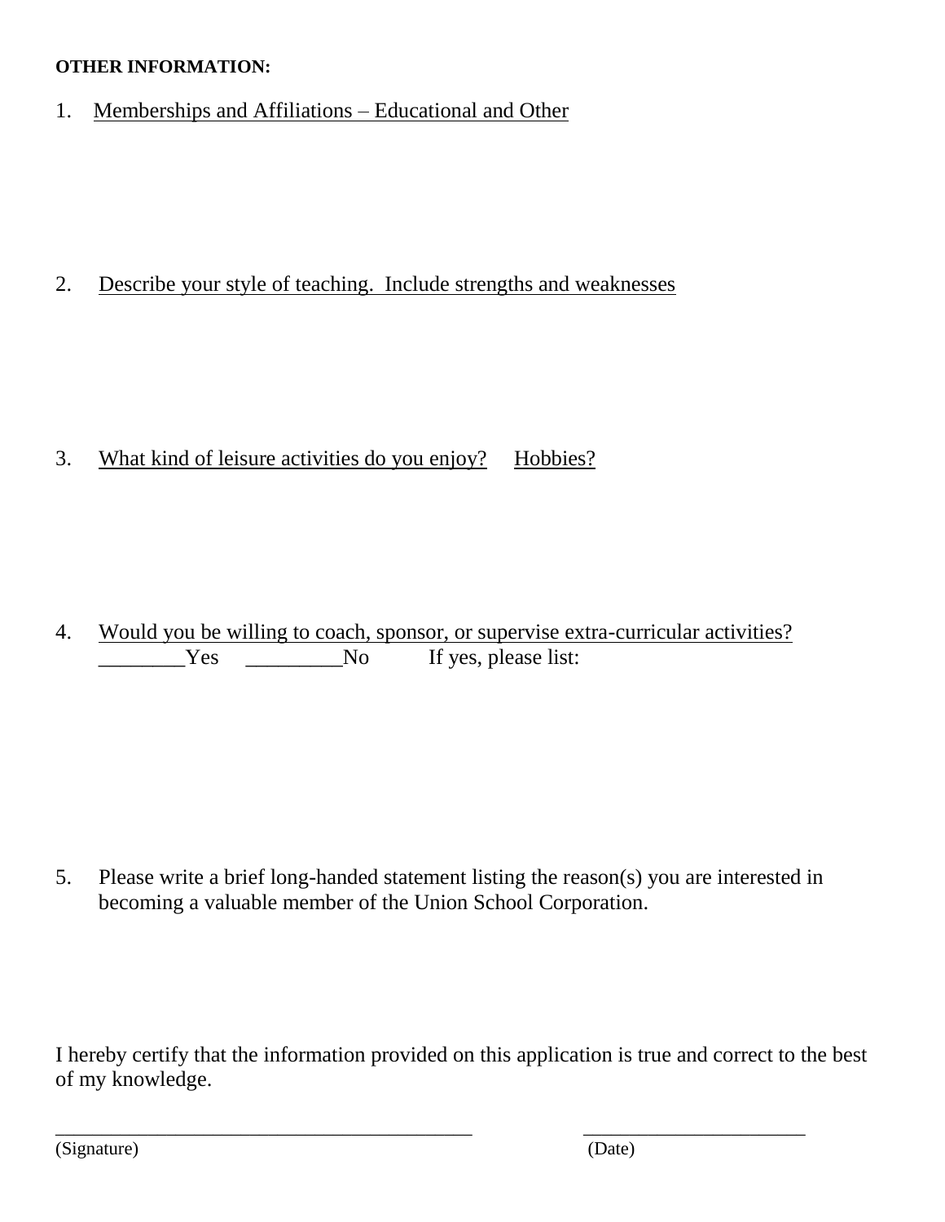**OTHER INFORMATION:**

1. Memberships and Affiliations – Educational and Other

2. Describe your style of teaching. Include strengths and weaknesses

3. What kind of leisure activities do you enjoy? Hobbies?

4. Would you be willing to coach, sponsor, or supervise extra-curricular activities?
   ________Yes _________No If yes, please list:

5. Please write a brief long-handed statement listing the reason(s) you are interested in becoming a valuable member of the Union School Corporation.

I hereby certify that the information provided on this application is true and correct to the best of my knowledge.

____________________________________________ (Signature)

_______________________ (Date)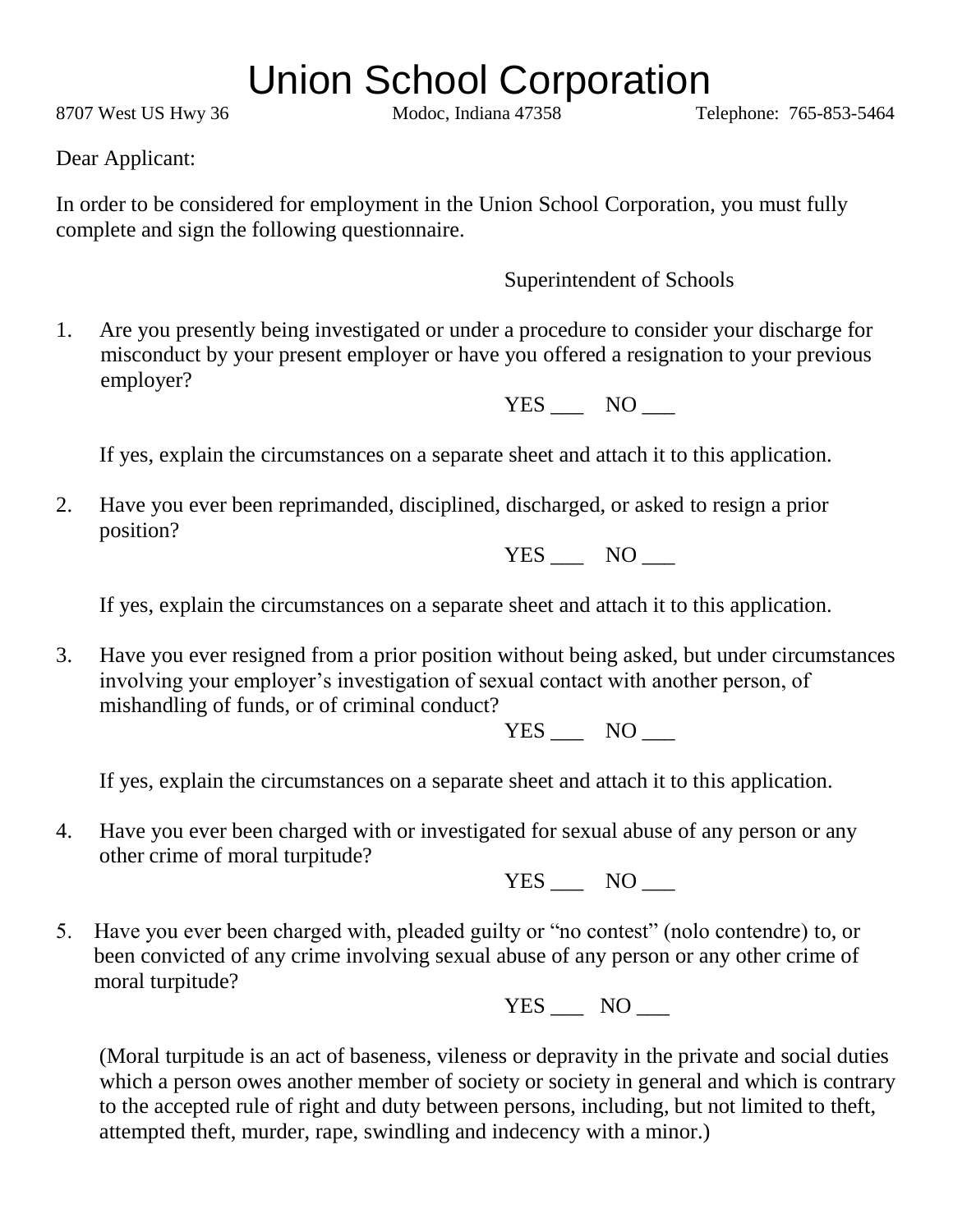# Union School Corporation

8707 West US Hwy 36 Modoc, Indiana 47358 Telephone: 765-853-5464

Dear Applicant:

In order to be considered for employment in the Union School Corporation, you must fully complete and sign the following questionnaire.

Superintendent of Schools

1. Are you presently being investigated or under a procedure to consider your discharge for misconduct by your present employer or have you offered a resignation to your previous employer?

   YES ___ NO ___

   If yes, explain the circumstances on a separate sheet and attach it to this application.

2. Have you ever been reprimanded, disciplined, discharged, or asked to resign a prior position?

   YES ___ NO ___

   If yes, explain the circumstances on a separate sheet and attach it to this application.

3. Have you ever resigned from a prior position without being asked, but under circumstances involving your employer's investigation of sexual contact with another person, of mishandling of funds, or of criminal conduct?

   YES ___ NO ___

   If yes, explain the circumstances on a separate sheet and attach it to this application.

4. Have you ever been charged with or investigated for sexual abuse of any person or any other crime of moral turpitude?

   YES ___ NO ___

5. Have you ever been charged with, pleaded guilty or "no contest" (nolo contendre) to, or been convicted of any crime involving sexual abuse of any person or any other crime of moral turpitude?

   YES ___ NO ___

   (Moral turpitude is an act of baseness, vileness or depravity in the private and social duties which a person owes another member of society or society in general and which is contrary to the accepted rule of right and duty between persons, including, but not limited to theft, attempted theft, murder, rape, swindling and indecency with a minor.)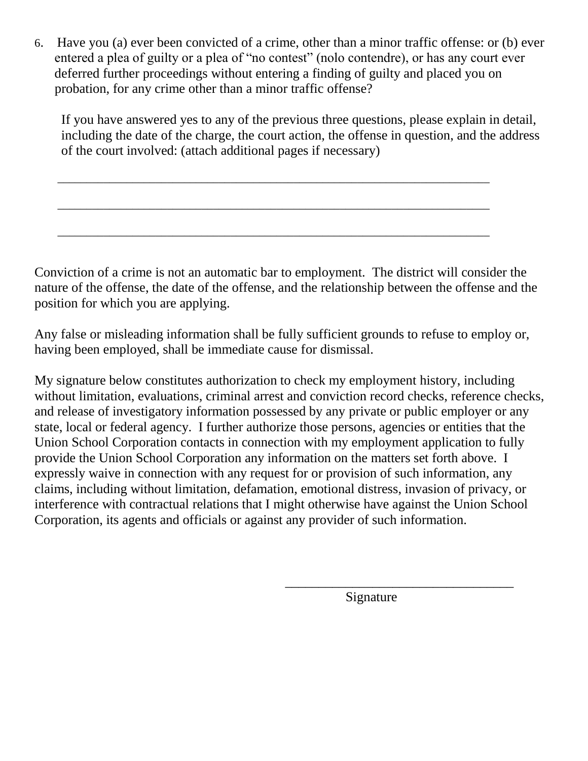6. Have you (a) ever been convicted of a crime, other than a minor traffic offense: or (b) ever entered a plea of guilty or a plea of "no contest" (nolo contendre), or has any court ever deferred further proceedings without entering a finding of guilty and placed you on probation, for any crime other than a minor traffic offense?

   If you have answered yes to any of the previous three questions, please explain in detail, including the date of the charge, the court action, the offense in question, and the address of the court involved: (attach additional pages if necessary)

   ______________________________________________________________________

   ______________________________________________________________________

   ______________________________________________________________________

Conviction of a crime is not an automatic bar to employment. The district will consider the nature of the offense, the date of the offense, and the relationship between the offense and the position for which you are applying.

Any false or misleading information shall be fully sufficient grounds to refuse to employ or, having been employed, shall be immediate cause for dismissal.

My signature below constitutes authorization to check my employment history, including without limitation, evaluations, criminal arrest and conviction record checks, reference checks, and release of investigatory information possessed by any private or public employer or any state, local or federal agency. I further authorize those persons, agencies or entities that the Union School Corporation contacts in connection with my employment application to fully provide the Union School Corporation any information on the matters set forth above. I expressly waive in connection with any request for or provision of such information, any claims, including without limitation, defamation, emotional distress, invasion of privacy, or interference with contractual relations that I might otherwise have against the Union School Corporation, its agents and officials or against any provider of such information.

__________________________________

Signature